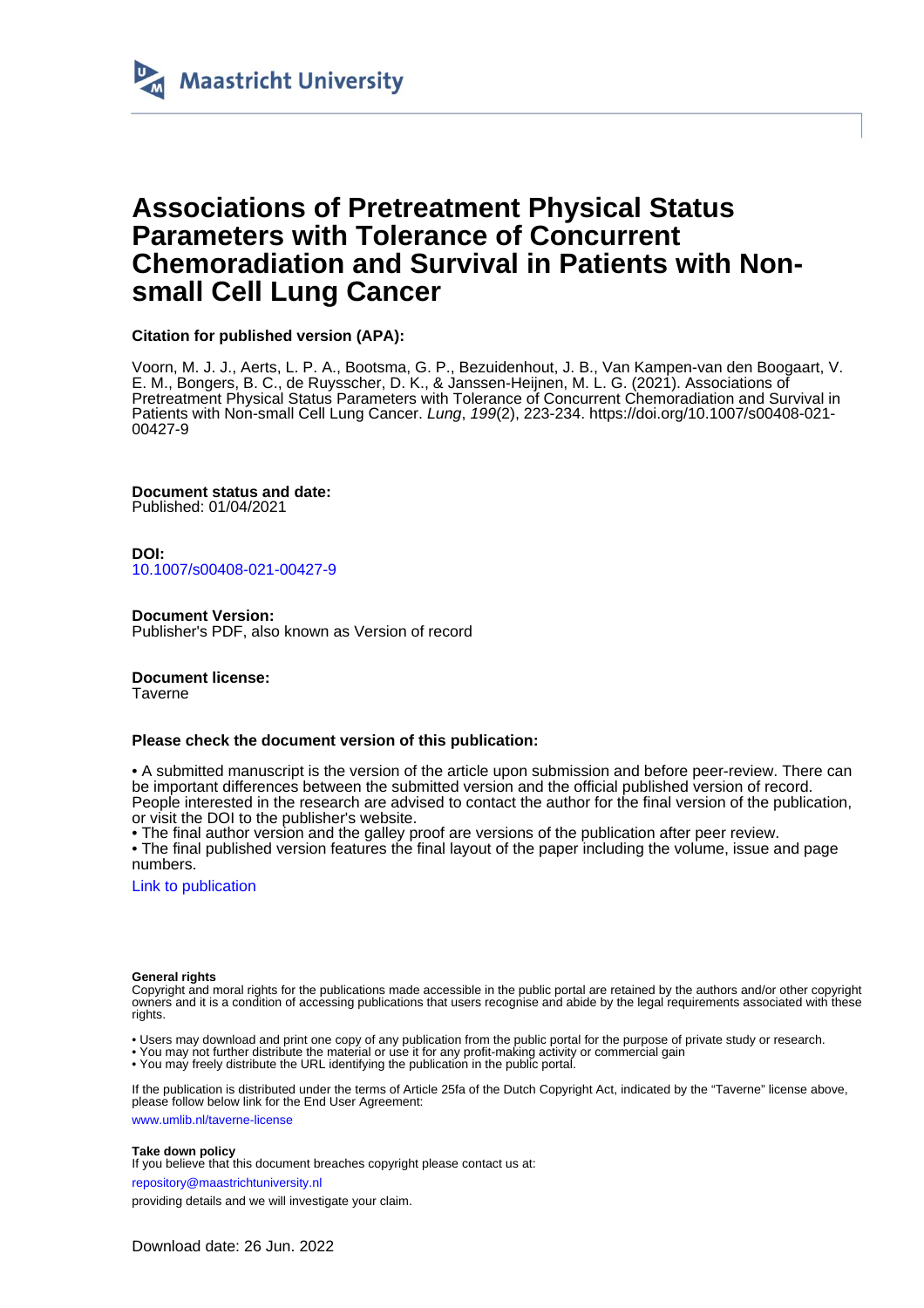Maastricht University

# Associations of Pretreatment Physical Status Parameters with Tolerance of Concurrent Chemoradiation and Survival in Patients with Non-small Cell Lung Cancer

**Citation for published version (APA):**

Voorn, M. J. J., Aerts, L. P. A., Bootsma, G. P., Bezuidenhout, J. B., Van Kampen-van den Boogaart, V. E. M., Bongers, B. C., de Ruysscher, D. K., & Janssen-Heijnen, M. L. G. (2021). Associations of Pretreatment Physical Status Parameters with Tolerance of Concurrent Chemoradiation and Survival in Patients with Non-small Cell Lung Cancer. *Lung*, *199*(2), 223-234. https://doi.org/10.1007/s00408-021-00427-9

**Document status and date:**
Published: 01/04/2021

**DOI:**
10.1007/s00408-021-00427-9

**Document Version:**
Publisher's PDF, also known as Version of record

**Document license:**
Taverne

**Please check the document version of this publication:**

• A submitted manuscript is the version of the article upon submission and before peer-review. There can be important differences between the submitted version and the official published version of record. People interested in the research are advised to contact the author for the final version of the publication, or visit the DOI to the publisher's website.
• The final author version and the galley proof are versions of the publication after peer review.
• The final published version features the final layout of the paper including the volume, issue and page numbers.

Link to publication

**General rights**
Copyright and moral rights for the publications made accessible in the public portal are retained by the authors and/or other copyright owners and it is a condition of accessing publications that users recognise and abide by the legal requirements associated with these rights.

• Users may download and print one copy of any publication from the public portal for the purpose of private study or research.
• You may not further distribute the material or use it for any profit-making activity or commercial gain
• You may freely distribute the URL identifying the publication in the public portal.

If the publication is distributed under the terms of Article 25fa of the Dutch Copyright Act, indicated by the "Taverne" license above, please follow below link for the End User Agreement:

www.umlib.nl/taverne-license

**Take down policy**
If you believe that this document breaches copyright please contact us at:

repository@maastrichtuniversity.nl

providing details and we will investigate your claim.

Download date: 26 Jun. 2022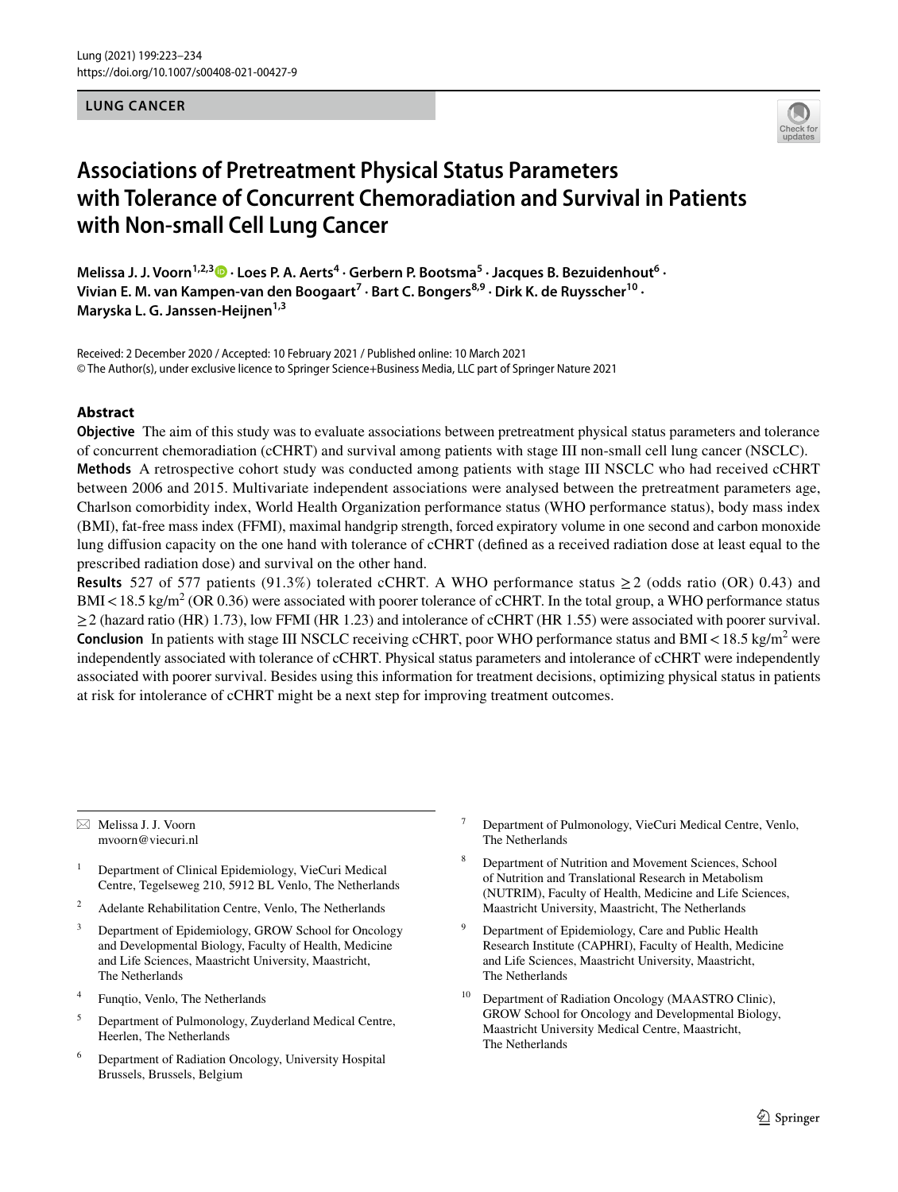**LUNG CANCER**

# Associations of Pretreatment Physical Status Parameters with Tolerance of Concurrent Chemoradiation and Survival in Patients with Non-small Cell Lung Cancer

**Melissa J. J. Voorn**[1,2,3] **· Loes P. A. Aerts**[4] **· Gerbern P. Bootsma**[5] **· Jacques B. Bezuidenhout**[6] **· Vivian E. M. van Kampen-van den Boogaart**[7] **· Bart C. Bongers**[8,9] **· Dirk K. de Ruysscher**[10] **· Maryska L. G. Janssen-Heijnen**[1,3]

Received: 2 December 2020 / Accepted: 10 February 2021 / Published online: 10 March 2021
© The Author(s), under exclusive licence to Springer Science+Business Media, LLC part of Springer Nature 2021

## Abstract

**Objective** The aim of this study was to evaluate associations between pretreatment physical status parameters and tolerance of concurrent chemoradiation (cCHRT) and survival among patients with stage III non-small cell lung cancer (NSCLC).

**Methods** A retrospective cohort study was conducted among patients with stage III NSCLC who had received cCHRT between 2006 and 2015. Multivariate independent associations were analysed between the pretreatment parameters age, Charlson comorbidity index, World Health Organization performance status (WHO performance status), body mass index (BMI), fat-free mass index (FFMI), maximal handgrip strength, forced expiratory volume in one second and carbon monoxide lung diffusion capacity on the one hand with tolerance of cCHRT (defined as a received radiation dose at least equal to the prescribed radiation dose) and survival on the other hand.

**Results** 527 of 577 patients (91.3%) tolerated cCHRT. A WHO performance status $\geq 2$ (odds ratio (OR) 0.43) and BMI $< 18.5$ kg/m$^2$ (OR 0.36) were associated with poorer tolerance of cCHRT. In the total group, a WHO performance status $\geq 2$ (hazard ratio (HR) 1.73), low FFMI (HR 1.23) and intolerance of cCHRT (HR 1.55) were associated with poorer survival.

**Conclusion** In patients with stage III NSCLC receiving cCHRT, poor WHO performance status and BMI $< 18.5$ kg/m$^2$ were independently associated with tolerance of cCHRT. Physical status parameters and intolerance of cCHRT were independently associated with poorer survival. Besides using this information for treatment decisions, optimizing physical status in patients at risk for intolerance of cCHRT might be a next step for improving treatment outcomes.

---

✉ Melissa J. J. Voorn
mvoorn@viecuri.nl

[1] Department of Clinical Epidemiology, VieCuri Medical Centre, Tegelseweg 210, 5912 BL Venlo, The Netherlands

[2] Adelante Rehabilitation Centre, Venlo, The Netherlands

[3] Department of Epidemiology, GROW School for Oncology and Developmental Biology, Faculty of Health, Medicine and Life Sciences, Maastricht University, Maastricht, The Netherlands

[4] Funqtio, Venlo, The Netherlands

[5] Department of Pulmonology, Zuyderland Medical Centre, Heerlen, The Netherlands

[6] Department of Radiation Oncology, University Hospital Brussels, Brussels, Belgium

[7] Department of Pulmonology, VieCuri Medical Centre, Venlo, The Netherlands

[8] Department of Nutrition and Movement Sciences, School of Nutrition and Translational Research in Metabolism (NUTRIM), Faculty of Health, Medicine and Life Sciences, Maastricht University, Maastricht, The Netherlands

[9] Department of Epidemiology, Care and Public Health Research Institute (CAPHRI), Faculty of Health, Medicine and Life Sciences, Maastricht University, Maastricht, The Netherlands

[10] Department of Radiation Oncology (MAASTRO Clinic), GROW School for Oncology and Developmental Biology, Maastricht University Medical Centre, Maastricht, The Netherlands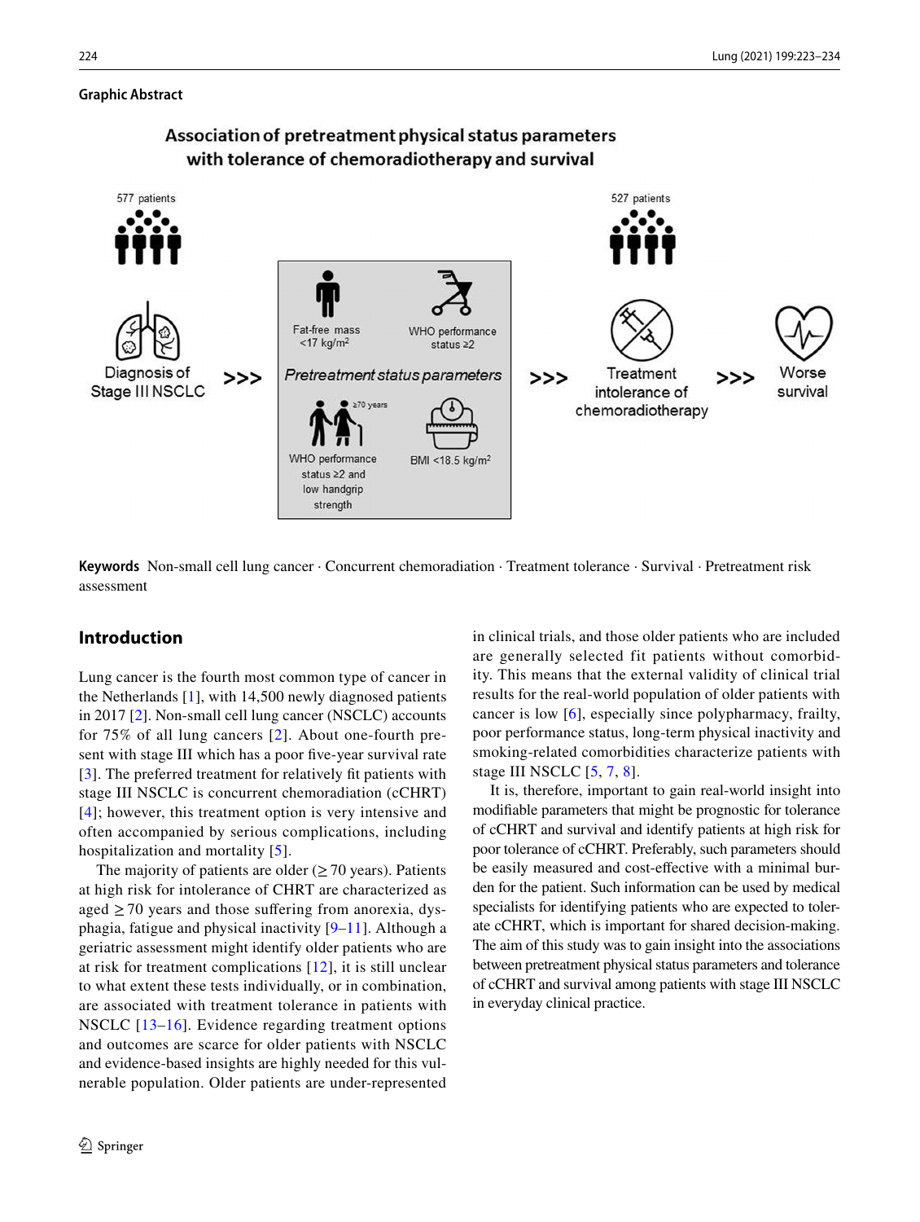**Graphic Abstract**

Association of pretreatment physical status parameters with tolerance of chemoradiotherapy and survival

577 patients

Diagnosis of Stage III NSCLC

>>>

Fat-free mass <17 kg/m²

WHO performance status ≥2

*Pretreatment status parameters*

≥70 years

WHO performance status ≥2 and low handgrip strength

BMI <18.5 kg/m²

>>>

527 patients

Treatment intolerance of chemoradiotherapy

>>>

Worse survival

**Keywords** Non-small cell lung cancer · Concurrent chemoradiation · Treatment tolerance · Survival · Pretreatment risk assessment

## Introduction

Lung cancer is the fourth most common type of cancer in the Netherlands [1], with 14,500 newly diagnosed patients in 2017 [2]. Non-small cell lung cancer (NSCLC) accounts for 75% of all lung cancers [2]. About one-fourth present with stage III which has a poor five-year survival rate [3]. The preferred treatment for relatively fit patients with stage III NSCLC is concurrent chemoradiation (cCHRT) [4]; however, this treatment option is very intensive and often accompanied by serious complications, including hospitalization and mortality [5].

The majority of patients are older (≥ 70 years). Patients at high risk for intolerance of CHRT are characterized as aged ≥ 70 years and those suffering from anorexia, dysphagia, fatigue and physical inactivity [9–11]. Although a geriatric assessment might identify older patients who are at risk for treatment complications [12], it is still unclear to what extent these tests individually, or in combination, are associated with treatment tolerance in patients with NSCLC [13–16]. Evidence regarding treatment options and outcomes are scarce for older patients with NSCLC and evidence-based insights are highly needed for this vulnerable population. Older patients are under-represented in clinical trials, and those older patients who are included are generally selected fit patients without comorbidity. This means that the external validity of clinical trial results for the real-world population of older patients with cancer is low [6], especially since polypharmacy, frailty, poor performance status, long-term physical inactivity and smoking-related comorbidities characterize patients with stage III NSCLC [5, 7, 8].

It is, therefore, important to gain real-world insight into modifiable parameters that might be prognostic for tolerance of cCHRT and survival and identify patients at high risk for poor tolerance of cCHRT. Preferably, such parameters should be easily measured and cost-effective with a minimal burden for the patient. Such information can be used by medical specialists for identifying patients who are expected to tolerate cCHRT, which is important for shared decision-making. The aim of this study was to gain insight into the associations between pretreatment physical status parameters and tolerance of cCHRT and survival among patients with stage III NSCLC in everyday clinical practice.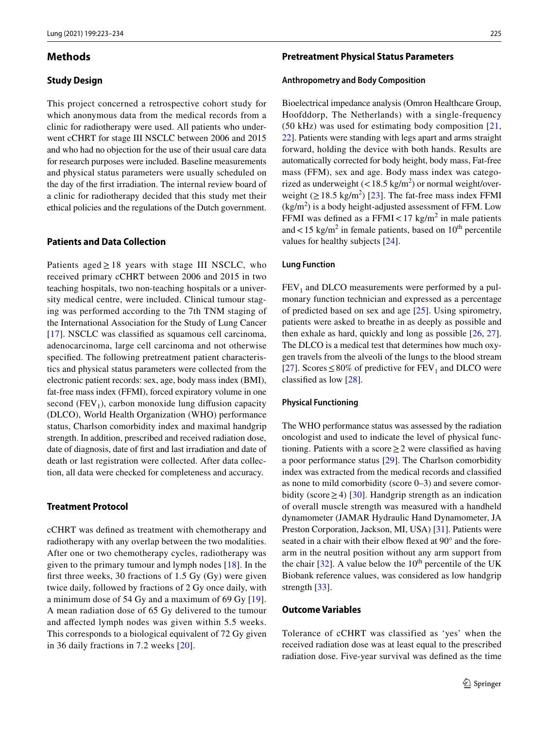## Methods

### Study Design

This project concerned a retrospective cohort study for which anonymous data from the medical records from a clinic for radiotherapy were used. All patients who underwent cCHRT for stage III NSCLC between 2006 and 2015 and who had no objection for the use of their usual care data for research purposes were included. Baseline measurements and physical status parameters were usually scheduled on the day of the first irradiation. The internal review board of a clinic for radiotherapy decided that this study met their ethical policies and the regulations of the Dutch government.

### Patients and Data Collection

Patients aged ≥ 18 years with stage III NSCLC, who received primary cCHRT between 2006 and 2015 in two teaching hospitals, two non-teaching hospitals or a university medical centre, were included. Clinical tumour staging was performed according to the 7th TNM staging of the International Association for the Study of Lung Cancer [17]. NSCLC was classified as squamous cell carcinoma, adenocarcinoma, large cell carcinoma and not otherwise specified. The following pretreatment patient characteristics and physical status parameters were collected from the electronic patient records: sex, age, body mass index (BMI), fat-free mass index (FFMI), forced expiratory volume in one second ($FEV_1$), carbon monoxide lung diffusion capacity (DLCO), World Health Organization (WHO) performance status, Charlson comorbidity index and maximal handgrip strength. In addition, prescribed and received radiation dose, date of diagnosis, date of first and last irradiation and date of death or last registration were collected. After data collection, all data were checked for completeness and accuracy.

### Treatment Protocol

cCHRT was defined as treatment with chemotherapy and radiotherapy with any overlap between the two modalities. After one or two chemotherapy cycles, radiotherapy was given to the primary tumour and lymph nodes [18]. In the first three weeks, 30 fractions of 1.5 Gy (Gy) were given twice daily, followed by fractions of 2 Gy once daily, with a minimum dose of 54 Gy and a maximum of 69 Gy [19]. A mean radiation dose of 65 Gy delivered to the tumour and affected lymph nodes was given within 5.5 weeks. This corresponds to a biological equivalent of 72 Gy given in 36 daily fractions in 7.2 weeks [20].

### Pretreatment Physical Status Parameters

#### Anthropometry and Body Composition

Bioelectrical impedance analysis (Omron Healthcare Group, Hoofddorp, The Netherlands) with a single-frequency (50 kHz) was used for estimating body composition [21, 22]. Patients were standing with legs apart and arms straight forward, holding the device with both hands. Results are automatically corrected for body height, body mass, Fat-free mass (FFM), sex and age. Body mass index was categorized as underweight ($< 18.5$ kg/m$^2$) or normal weight/overweight ($\geq 18.5$ kg/m$^2$) [23]. The fat-free mass index FFMI (kg/m$^2$) is a body height-adjusted assessment of FFM. Low FFMI was defined as a FFMI $< 17$ kg/m$^2$ in male patients and $< 15$ kg/m$^2$ in female patients, based on 10$^{th}$ percentile values for healthy subjects [24].

#### Lung Function

$FEV_1$ and DLCO measurements were performed by a pulmonary function technician and expressed as a percentage of predicted based on sex and age [25]. Using spirometry, patients were asked to breathe in as deeply as possible and then exhale as hard, quickly and long as possible [26, 27]. The DLCO is a medical test that determines how much oxygen travels from the alveoli of the lungs to the blood stream [27]. Scores ≤ 80% of predictive for $FEV_1$ and DLCO were classified as low [28].

#### Physical Functioning

The WHO performance status was assessed by the radiation oncologist and used to indicate the level of physical functioning. Patients with a score ≥ 2 were classified as having a poor performance status [29]. The Charlson comorbidity index was extracted from the medical records and classified as none to mild comorbidity (score 0–3) and severe comorbidity (score ≥ 4) [30]. Handgrip strength as an indication of overall muscle strength was measured with a handheld dynamometer (JAMAR Hydraulic Hand Dynamometer, JA Preston Corporation, Jackson, MI, USA) [31]. Patients were seated in a chair with their elbow flexed at 90° and the forearm in the neutral position without any arm support from the chair [32]. A value below the 10$^{th}$ percentile of the UK Biobank reference values, was considered as low handgrip strength [33].

### Outcome Variables

Tolerance of cCHRT was classified as 'yes' when the received radiation dose was at least equal to the prescribed radiation dose. Five-year survival was defined as the time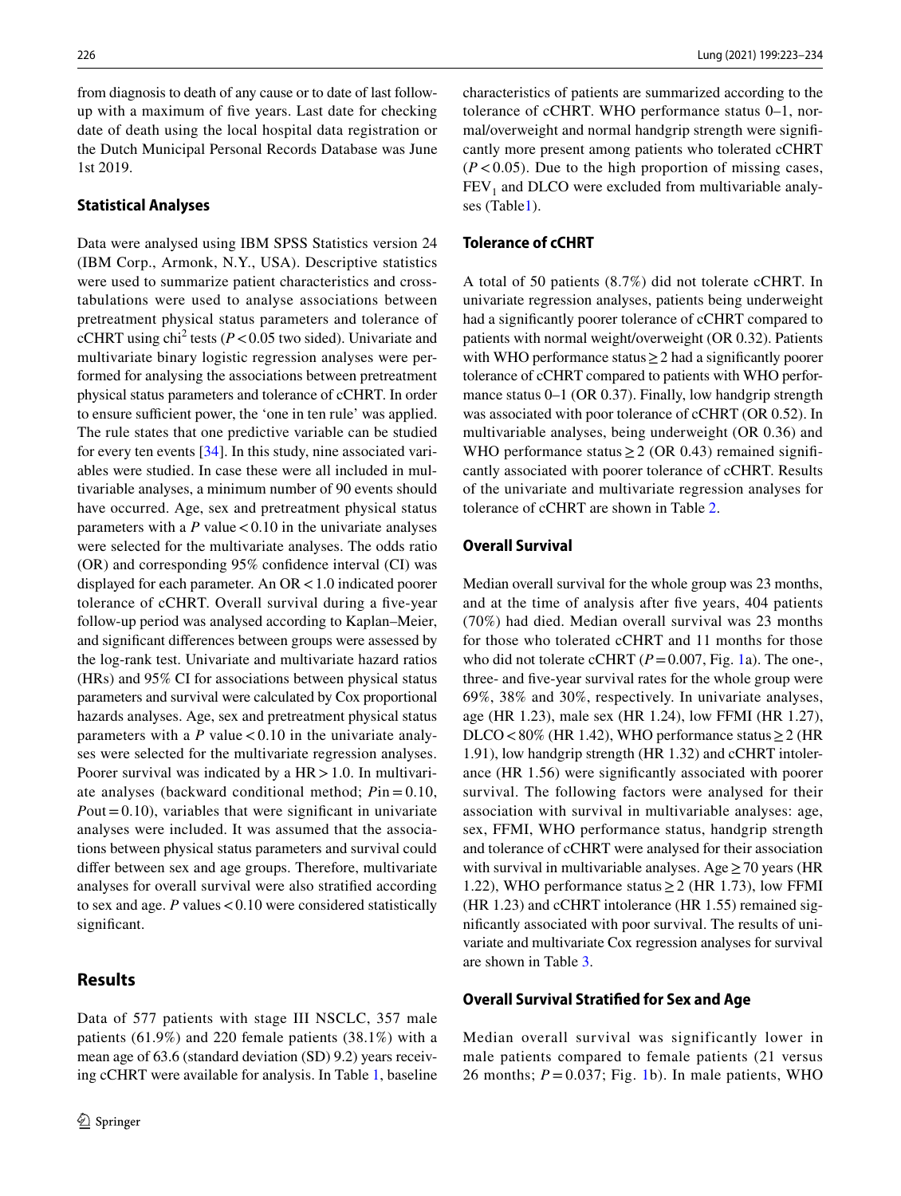from diagnosis to death of any cause or to date of last follow-up with a maximum of five years. Last date for checking date of death using the local hospital data registration or the Dutch Municipal Personal Records Database was June 1st 2019.

### Statistical Analyses

Data were analysed using IBM SPSS Statistics version 24 (IBM Corp., Armonk, N.Y., USA). Descriptive statistics were used to summarize patient characteristics and cross-tabulations were used to analyse associations between pretreatment physical status parameters and tolerance of cCHRT using $chi^2$ tests ($P<0.05$ two sided). Univariate and multivariate binary logistic regression analyses were performed for analysing the associations between pretreatment physical status parameters and tolerance of cCHRT. In order to ensure sufficient power, the 'one in ten rule' was applied. The rule states that one predictive variable can be studied for every ten events [34]. In this study, nine associated variables were studied. In case these were all included in multivariable analyses, a minimum number of 90 events should have occurred. Age, sex and pretreatment physical status parameters with a $P$ value $<0.10$ in the univariate analyses were selected for the multivariate analyses. The odds ratio (OR) and corresponding 95% confidence interval (CI) was displayed for each parameter. An OR $<1.0$ indicated poorer tolerance of cCHRT. Overall survival during a five-year follow-up period was analysed according to Kaplan–Meier, and significant differences between groups were assessed by the log-rank test. Univariate and multivariate hazard ratios (HRs) and 95% CI for associations between physical status parameters and survival were calculated by Cox proportional hazards analyses. Age, sex and pretreatment physical status parameters with a $P$ value $<0.10$ in the univariate analyses were selected for the multivariate regression analyses. Poorer survival was indicated by a HR $>1.0$. In multivariate analyses (backward conditional method; $P$in $=0.10$, $P$out $=0.10$), variables that were significant in univariate analyses were included. It was assumed that the associations between physical status parameters and survival could differ between sex and age groups. Therefore, multivariate analyses for overall survival were also stratified according to sex and age. $P$ values $<0.10$ were considered statistically significant.

## Results

Data of 577 patients with stage III NSCLC, 357 male patients (61.9%) and 220 female patients (38.1%) with a mean age of 63.6 (standard deviation (SD) 9.2) years receiving cCHRT were available for analysis. In Table 1, baseline characteristics of patients are summarized according to the tolerance of cCHRT. WHO performance status 0–1, normal/overweight and normal handgrip strength were significantly more present among patients who tolerated cCHRT ($P<0.05$). Due to the high proportion of missing cases, $FEV_1$ and DLCO were excluded from multivariable analyses (Table1).

### Tolerance of cCHRT

A total of 50 patients (8.7%) did not tolerate cCHRT. In univariate regression analyses, patients being underweight had a significantly poorer tolerance of cCHRT compared to patients with normal weight/overweight (OR 0.32). Patients with WHO performance status $\geq 2$ had a significantly poorer tolerance of cCHRT compared to patients with WHO performance status 0–1 (OR 0.37). Finally, low handgrip strength was associated with poor tolerance of cCHRT (OR 0.52). In multivariable analyses, being underweight (OR 0.36) and WHO performance status $\geq 2$ (OR 0.43) remained significantly associated with poorer tolerance of cCHRT. Results of the univariate and multivariate regression analyses for tolerance of cCHRT are shown in Table 2.

### Overall Survival

Median overall survival for the whole group was 23 months, and at the time of analysis after five years, 404 patients (70%) had died. Median overall survival was 23 months for those who tolerated cCHRT and 11 months for those who did not tolerate cCHRT ($P=0.007$, Fig. 1a). The one-, three- and five-year survival rates for the whole group were 69%, 38% and 30%, respectively. In univariate analyses, age (HR 1.23), male sex (HR 1.24), low FFMI (HR 1.27), DLCO $<80\%$ (HR 1.42), WHO performance status $\geq 2$ (HR 1.91), low handgrip strength (HR 1.32) and cCHRT intolerance (HR 1.56) were significantly associated with poorer survival. The following factors were analysed for their association with survival in multivariable analyses: age, sex, FFMI, WHO performance status, handgrip strength and tolerance of cCHRT were analysed for their association with survival in multivariable analyses. Age $\geq 70$ years (HR 1.22), WHO performance status $\geq 2$ (HR 1.73), low FFMI (HR 1.23) and cCHRT intolerance (HR 1.55) remained significantly associated with poor survival. The results of univariate and multivariate Cox regression analyses for survival are shown in Table 3.

### Overall Survival Stratified for Sex and Age

Median overall survival was significantly lower in male patients compared to female patients (21 versus 26 months; $P=0.037$; Fig. 1b). In male patients, WHO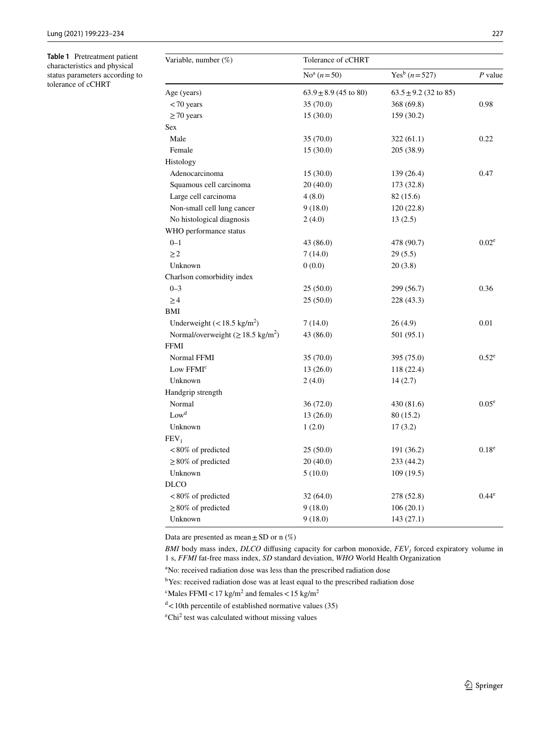**Table 1** Pretreatment patient characteristics and physical status parameters according to tolerance of cCHRT

| Variable, number (%) | Tolerance of cCHRT | | |
|---|---|---|---|
| | No[a] ($n=50$) | Yes[b] ($n=527$) | *P* value |
| Age (years) | 63.9 ± 8.9 (45 to 80) | 63.5 ± 9.2 (32 to 85) | |
| < 70 years | 35 (70.0) | 368 (69.8) | 0.98 |
| ≥ 70 years | 15 (30.0) | 159 (30.2) | |
| Sex | | | |
| Male | 35 (70.0) | 322 (61.1) | 0.22 |
| Female | 15 (30.0) | 205 (38.9) | |
| Histology | | | |
| Adenocarcinoma | 15 (30.0) | 139 (26.4) | 0.47 |
| Squamous cell carcinoma | 20 (40.0) | 173 (32.8) | |
| Large cell carcinoma | 4 (8.0) | 82 (15.6) | |
| Non-small cell lung cancer | 9 (18.0) | 120 (22.8) | |
| No histological diagnosis | 2 (4.0) | 13 (2.5) | |
| WHO performance status | | | |
| 0–1 | 43 (86.0) | 478 (90.7) | 0.02[e] |
| ≥ 2 | 7 (14.0) | 29 (5.5) | |
| Unknown | 0 (0.0) | 20 (3.8) | |
| Charlson comorbidity index | | | |
| 0–3 | 25 (50.0) | 299 (56.7) | 0.36 |
| ≥ 4 | 25 (50.0) | 228 (43.3) | |
| BMI | | | |
| Underweight (< 18.5 kg/m$^2$) | 7 (14.0) | 26 (4.9) | 0.01 |
| Normal/overweight (≥ 18.5 kg/m$^2$) | 43 (86.0) | 501 (95.1) | |
| FFMI | | | |
| Normal FFMI | 35 (70.0) | 395 (75.0) | 0.52[e] |
| Low FFMI[c] | 13 (26.0) | 118 (22.4) | |
| Unknown | 2 (4.0) | 14 (2.7) | |
| Handgrip strength | | | |
| Normal | 36 (72.0) | 430 (81.6) | 0.05[e] |
| Low[d] | 13 (26.0) | 80 (15.2) | |
| Unknown | 1 (2.0) | 17 (3.2) | |
| $FEV_1$ | | | |
| < 80% of predicted | 25 (50.0) | 191 (36.2) | 0.18[e] |
| ≥ 80% of predicted | 20 (40.0) | 233 (44.2) | |
| Unknown | 5 (10.0) | 109 (19.5) | |
| DLCO | | | |
| < 80% of predicted | 32 (64.0) | 278 (52.8) | 0.44[e] |
| ≥ 80% of predicted | 9 (18.0) | 106 (20.1) | |
| Unknown | 9 (18.0) | 143 (27.1) | |

Data are presented as mean ± SD or n (%)

*BMI* body mass index, *DLCO* diffusing capacity for carbon monoxide, *$FEV_1$* forced expiratory volume in 1 s, *FFMI* fat-free mass index, *SD* standard deviation, *WHO* World Health Organization

[a]No: received radiation dose was less than the prescribed radiation dose

[b]Yes: received radiation dose was at least equal to the prescribed radiation dose

[c]Males FFMI < 17 kg/m$^2$ and females < 15 kg/m$^2$

[d]< 10th percentile of established normative values (35)

[e]Chi$^2$ test was calculated without missing values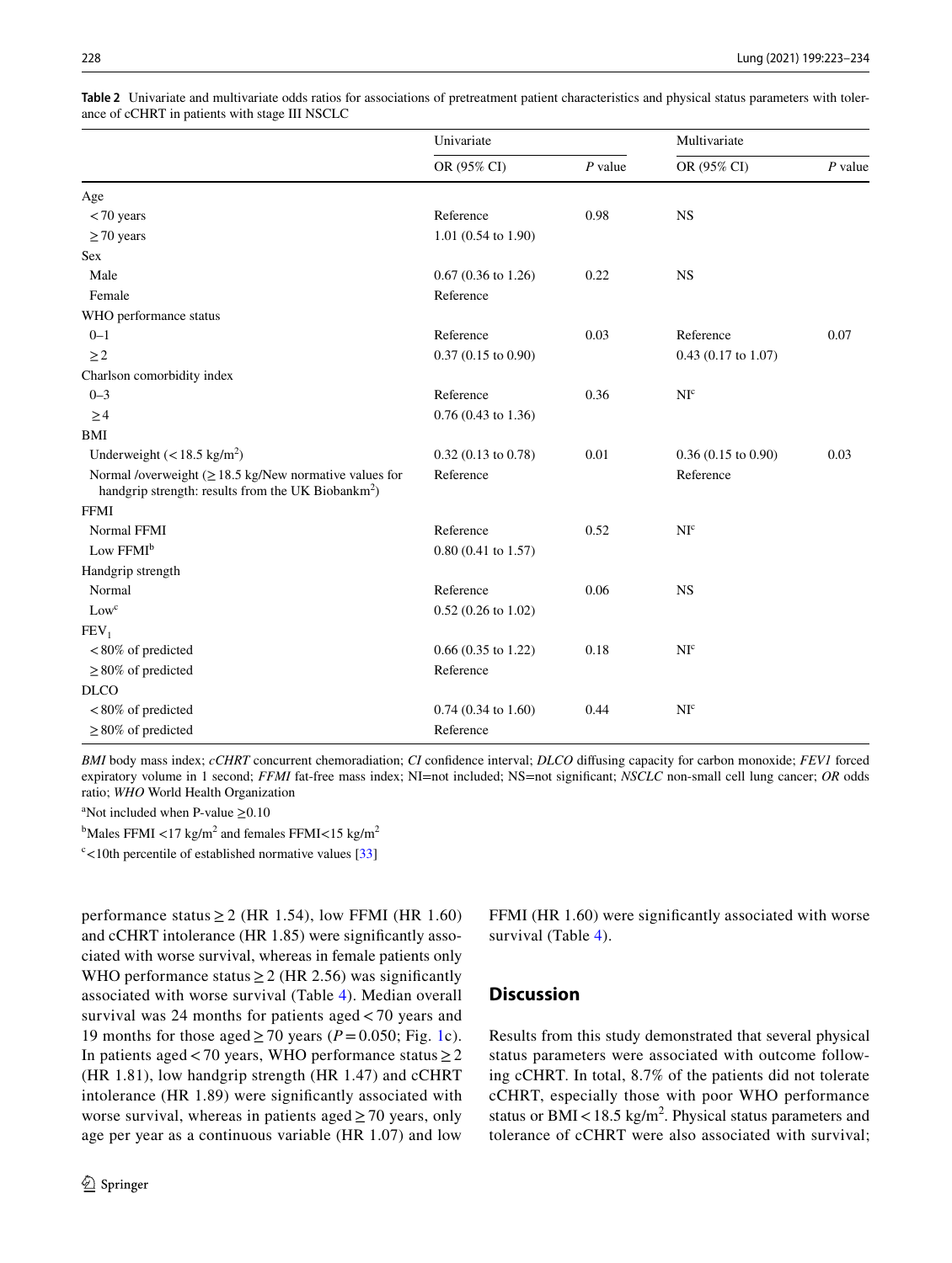**Table 2** Univariate and multivariate odds ratios for associations of pretreatment patient characteristics and physical status parameters with tolerance of cCHRT in patients with stage III NSCLC

| | Univariate | | Multivariate | |
|---|---|---|---|---|
| | OR (95% CI) | *P* value | OR (95% CI) | *P* value |
| Age | | | | |
| < 70 years | Reference | 0.98 | NS | |
| ≥ 70 years | 1.01 (0.54 to 1.90) | | | |
| Sex | | | | |
| Male | 0.67 (0.36 to 1.26) | 0.22 | NS | |
| Female | Reference | | | |
| WHO performance status | | | | |
| 0–1 | Reference | 0.03 | Reference | 0.07 |
| ≥ 2 | 0.37 (0.15 to 0.90) | | 0.43 (0.17 to 1.07) | |
| Charlson comorbidity index | | | | |
| 0–3 | Reference | 0.36 | NI[c] | |
| ≥ 4 | 0.76 (0.43 to 1.36) | | | |
| BMI | | | | |
| Underweight (< 18.5 kg/m$^2$) | 0.32 (0.13 to 0.78) | 0.01 | 0.36 (0.15 to 0.90) | 0.03 |
| Normal /overweight (≥ 18.5 kg/New normative values for handgrip strength: results from the UK Biobankm$^2$) | Reference | | Reference | |
| FFMI | | | | |
| Normal FFMI | Reference | 0.52 | NI[c] | |
| Low FFMI[b] | 0.80 (0.41 to 1.57) | | | |
| Handgrip strength | | | | |
| Normal | Reference | 0.06 | NS | |
| Low[c] | 0.52 (0.26 to 1.02) | | | |
| $FEV_1$ | | | | |
| < 80% of predicted | 0.66 (0.35 to 1.22) | 0.18 | NI[c] | |
| ≥ 80% of predicted | Reference | | | |
| DLCO | | | | |
| < 80% of predicted | 0.74 (0.34 to 1.60) | 0.44 | NI[c] | |
| ≥ 80% of predicted | Reference | | | |

*BMI* body mass index; *cCHRT* concurrent chemoradiation; *CI* confidence interval; *DLCO* diffusing capacity for carbon monoxide; *FEV1* forced expiratory volume in 1 second; *FFMI* fat-free mass index; NI=not included; NS=not significant; *NSCLC* non-small cell lung cancer; *OR* odds ratio; *WHO* World Health Organization

[a]Not included when P-value ≥0.10

[b]Males FFMI <17 kg/m$^2$ and females FFMI<15 kg/m$^2$

[c]<10th percentile of established normative values [33]

performance status ≥ 2 (HR 1.54), low FFMI (HR 1.60) and cCHRT intolerance (HR 1.85) were significantly associated with worse survival, whereas in female patients only WHO performance status ≥ 2 (HR 2.56) was significantly associated with worse survival (Table 4). Median overall survival was 24 months for patients aged < 70 years and 19 months for those aged ≥ 70 years ($P = 0.050$; Fig. 1c). In patients aged < 70 years, WHO performance status ≥ 2 (HR 1.81), low handgrip strength (HR 1.47) and cCHRT intolerance (HR 1.89) were significantly associated with worse survival, whereas in patients aged ≥ 70 years, only age per year as a continuous variable (HR 1.07) and low FFMI (HR 1.60) were significantly associated with worse survival (Table 4).

## Discussion

Results from this study demonstrated that several physical status parameters were associated with outcome following cCHRT. In total, 8.7% of the patients did not tolerate cCHRT, especially those with poor WHO performance status or BMI < 18.5 kg/m$^2$. Physical status parameters and tolerance of cCHRT were also associated with survival;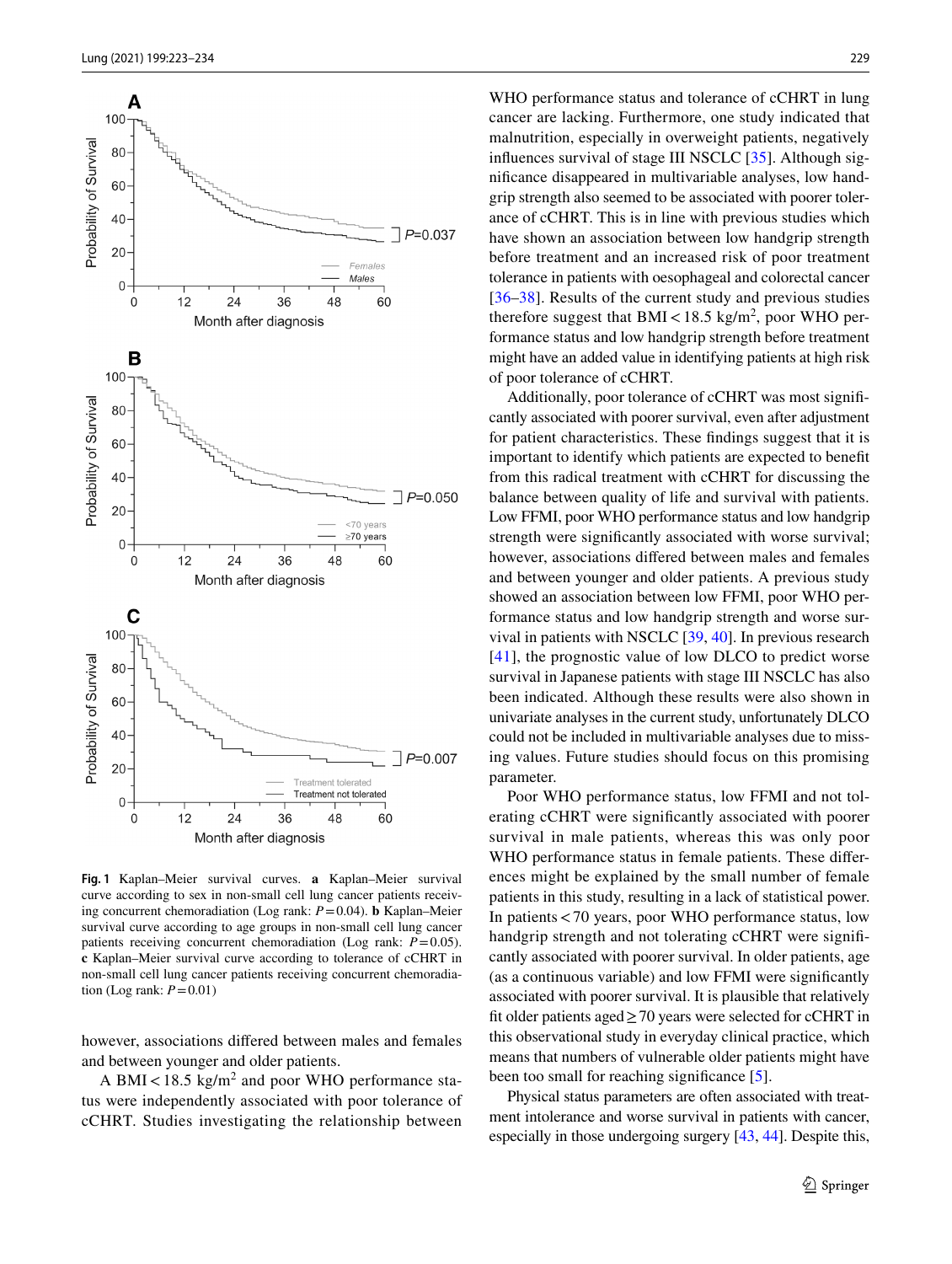A

Probability of Survival

100
80
60
40
20
0

0 12 24 36 48 60

Month after diagnosis

P=0.037

Females
Males

B

Probability of Survival

100
80
60
40
20
0

0 12 24 36 48 60

Month after diagnosis

P=0.050

<70 years
≥70 years

C

Probability of Survival

100
80
60
40
20
0

0 12 24 36 48 60

Month after diagnosis

P=0.007

Treatment tolerated
Treatment not tolerated

**Fig. 1** Kaplan–Meier survival curves. **a** Kaplan–Meier survival curve according to sex in non-small cell lung cancer patients receiving concurrent chemoradiation (Log rank: $P = 0.04$). **b** Kaplan–Meier survival curve according to age groups in non-small cell lung cancer patients receiving concurrent chemoradiation (Log rank: $P = 0.05$). **c** Kaplan–Meier survival curve according to tolerance of cCHRT in non-small cell lung cancer patients receiving concurrent chemoradiation (Log rank: $P = 0.01$)

however, associations differed between males and females and between younger and older patients.

A BMI < 18.5 kg/m$^2$ and poor WHO performance status were independently associated with poor tolerance of cCHRT. Studies investigating the relationship between WHO performance status and tolerance of cCHRT in lung cancer are lacking. Furthermore, one study indicated that malnutrition, especially in overweight patients, negatively influences survival of stage III NSCLC [35]. Although significance disappeared in multivariable analyses, low handgrip strength also seemed to be associated with poorer tolerance of cCHRT. This is in line with previous studies which have shown an association between low handgrip strength before treatment and an increased risk of poor treatment tolerance in patients with oesophageal and colorectal cancer [36–38]. Results of the current study and previous studies therefore suggest that BMI < 18.5 kg/m$^2$, poor WHO performance status and low handgrip strength before treatment might have an added value in identifying patients at high risk of poor tolerance of cCHRT.

Additionally, poor tolerance of cCHRT was most significantly associated with poorer survival, even after adjustment for patient characteristics. These findings suggest that it is important to identify which patients are expected to benefit from this radical treatment with cCHRT for discussing the balance between quality of life and survival with patients. Low FFMI, poor WHO performance status and low handgrip strength were significantly associated with worse survival; however, associations differed between males and females and between younger and older patients. A previous study showed an association between low FFMI, poor WHO performance status and low handgrip strength and worse survival in patients with NSCLC [39, 40]. In previous research [41], the prognostic value of low DLCO to predict worse survival in Japanese patients with stage III NSCLC has also been indicated. Although these results were also shown in univariate analyses in the current study, unfortunately DLCO could not be included in multivariable analyses due to missing values. Future studies should focus on this promising parameter.

Poor WHO performance status, low FFMI and not tolerating cCHRT were significantly associated with poorer survival in male patients, whereas this was only poor WHO performance status in female patients. These differences might be explained by the small number of female patients in this study, resulting in a lack of statistical power. In patients < 70 years, poor WHO performance status, low handgrip strength and not tolerating cCHRT were significantly associated with poorer survival. In older patients, age (as a continuous variable) and low FFMI were significantly associated with poorer survival. It is plausible that relatively fit older patients aged ≥ 70 years were selected for cCHRT in this observational study in everyday clinical practice, which means that numbers of vulnerable older patients might have been too small for reaching significance [5].

Physical status parameters are often associated with treatment intolerance and worse survival in patients with cancer, especially in those undergoing surgery [43, 44]. Despite this,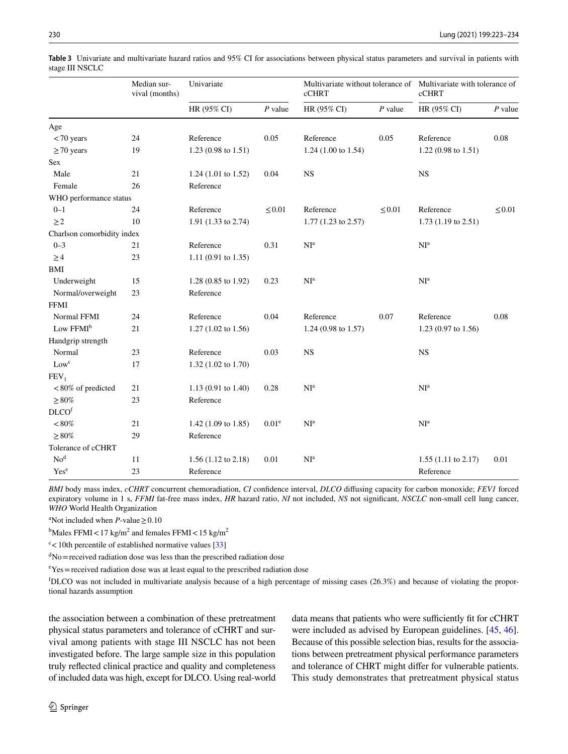**Table 3** Univariate and multivariate hazard ratios and 95% CI for associations between physical status parameters and survival in patients with stage III NSCLC

| | Median survival (months) | Univariate | | Multivariate without tolerance of cCHRT | | Multivariate with tolerance of cCHRT | |
|---|---|---|---|---|---|---|---|
| | | HR (95% CI) | *P* value | HR (95% CI) | *P* value | HR (95% CI) | *P* value |
| Age | | | | | | | |
| < 70 years | 24 | Reference | 0.05 | Reference | 0.05 | Reference | 0.08 |
| ≥ 70 years | 19 | 1.23 (0.98 to 1.51) | | 1.24 (1.00 to 1.54) | | 1.22 (0.98 to 1.51) | |
| Sex | | | | | | | |
| Male | 21 | 1.24 (1.01 to 1.52) | 0.04 | NS | | NS | |
| Female | 26 | Reference | | | | | |
| WHO performance status | | | | | | | |
| 0–1 | 24 | Reference | ≤ 0.01 | Reference | ≤ 0.01 | Reference | ≤ 0.01 |
| ≥ 2 | 10 | 1.91 (1.33 to 2.74) | | 1.77 (1.23 to 2.57) | | 1.73 (1.19 to 2.51) | |
| Charlson comorbidity index | | | | | | | |
| 0–3 | 21 | Reference | 0.31 | NI[a] | | NI[a] | |
| ≥ 4 | 23 | 1.11 (0.91 to 1.35) | | | | | |
| BMI | | | | | | | |
| Underweight | 15 | 1.28 (0.85 to 1.92) | 0.23 | NI[a] | | NI[a] | |
| Normal/overweight | 23 | Reference | | | | | |
| FFMI | | | | | | | |
| Normal FFMI | 24 | Reference | 0.04 | Reference | 0.07 | Reference | 0.08 |
| Low FFMI[b] | 21 | 1.27 (1.02 to 1.56) | | 1.24 (0.98 to 1.57) | | 1.23 (0.97 to 1.56) | |
| Handgrip strength | | | | | | | |
| Normal | 23 | Reference | 0.03 | NS | | NS | |
| Low[c] | 17 | 1.32 (1.02 to 1.70) | | | | | |
| $FEV_1$ | | | | | | | |
| < 80% of predicted | 21 | 1.13 (0.91 to 1.40) | 0.28 | NI[a] | | NI[a] | |
| ≥ 80% | 23 | Reference | | | | | |
| DLCO[f] | | | | | | | |
| < 80% | 21 | 1.42 (1.09 to 1.85) | 0.01[e] | NI[a] | | NI[a] | |
| ≥ 80% | 29 | Reference | | | | | |
| Tolerance of cCHRT | | | | | | | |
| No[d] | 11 | 1.56 (1.12 to 2.18) | 0.01 | NI[a] | | 1.55 (1.11 to 2.17) | 0.01 |
| Yes[e] | 23 | Reference | | | | Reference | |

*BMI* body mass index, *cCHRT* concurrent chemoradiation, *CI* confidence interval, *DLCO* diffusing capacity for carbon monoxide; *FEV1* forced expiratory volume in 1 s, *FFMI* fat-free mass index, *HR* hazard ratio, *NI* not included, *NS* not significant, *NSCLC* non-small cell lung cancer, *WHO* World Health Organization

[a]Not included when *P*-value ≥ 0.10

[b]Males FFMI < 17 kg/m$^2$ and females FFMI < 15 kg/m$^2$

[c]< 10th percentile of established normative values [33]

[d]No = received radiation dose was less than the prescribed radiation dose

[e]Yes = received radiation dose was at least equal to the prescribed radiation dose

[f]DLCO was not included in multivariate analysis because of a high percentage of missing cases (26.3%) and because of violating the proportional hazards assumption

the association between a combination of these pretreatment physical status parameters and tolerance of cCHRT and survival among patients with stage III NSCLC has not been investigated before. The large sample size in this population truly reflected clinical practice and quality and completeness of included data was high, except for DLCO. Using real-world data means that patients who were sufficiently fit for cCHRT were included as advised by European guidelines. [45, 46]. Because of this possible selection bias, results for the associations between pretreatment physical performance parameters and tolerance of CHRT might differ for vulnerable patients. This study demonstrates that pretreatment physical status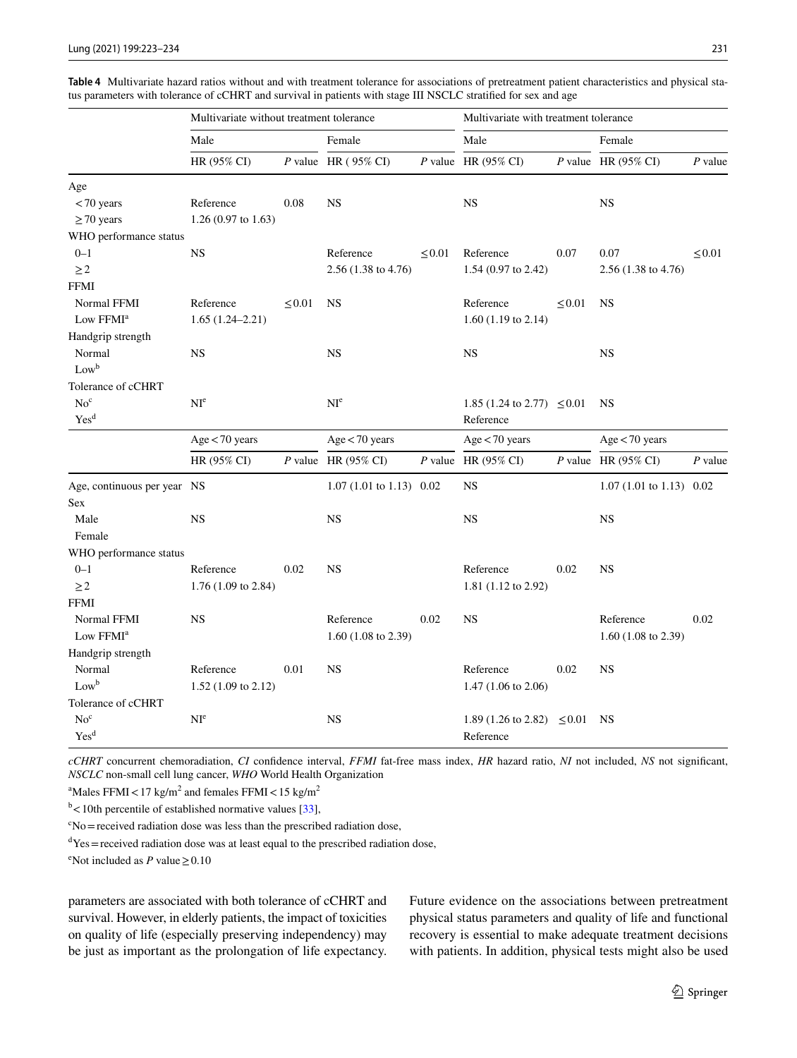**Table 4** Multivariate hazard ratios without and with treatment tolerance for associations of pretreatment patient characteristics and physical status parameters with tolerance of cCHRT and survival in patients with stage III NSCLC stratified for sex and age

| | Multivariate without treatment tolerance | | | | Multivariate with treatment tolerance | | | |
|---|---|---|---|---|---|---|---|---|
| | Male | | Female | | Male | | Female | |
| | HR (95% CI) | *P* value | HR ( 95% CI) | *P* value | HR (95% CI) | *P* value | HR (95% CI) | *P* value |
| Age | | | | | | | | |
| < 70 years | Reference | 0.08 | NS | | NS | | NS | |
| ≥ 70 years | 1.26 (0.97 to 1.63) | | | | | | | |
| WHO performance status | | | | | | | | |
| 0–1 | NS | | Reference | ≤ 0.01 | Reference | 0.07 | 0.07 | ≤ 0.01 |
| ≥ 2 | | | 2.56 (1.38 to 4.76) | | 1.54 (0.97 to 2.42) | | 2.56 (1.38 to 4.76) | |
| FFMI | | | | | | | | |
| Normal FFMI | Reference | ≤ 0.01 | NS | | Reference | ≤ 0.01 | NS | |
| Low FFMI[a] | 1.65 (1.24–2.21) | | | | 1.60 (1.19 to 2.14) | | | |
| Handgrip strength | | | | | | | | |
| Normal | NS | | NS | | NS | | NS | |
| Low[b] | | | | | | | | |
| Tolerance of cCHRT | | | | | | | | |
| No[c] | NI[e] | | NI[e] | | 1.85 (1.24 to 2.77) | ≤ 0.01 | NS | |
| Yes[d] | | | | | Reference | | | |
| | Age < 70 years | | Age < 70 years | | Age < 70 years | | Age < 70 years | |
| | HR (95% CI) | *P* value | HR (95% CI) | *P* value | HR (95% CI) | *P* value | HR (95% CI) | *P* value |
| Age, continuous per year | NS | | 1.07 (1.01 to 1.13) | 0.02 | NS | | 1.07 (1.01 to 1.13) | 0.02 |
| Sex | | | | | | | | |
| Male | NS | | NS | | NS | | NS | |
| Female | | | | | | | | |
| WHO performance status | | | | | | | | |
| 0–1 | Reference | 0.02 | NS | | Reference | 0.02 | NS | |
| ≥ 2 | 1.76 (1.09 to 2.84) | | | | 1.81 (1.12 to 2.92) | | | |
| FFMI | | | | | | | | |
| Normal FFMI | NS | | Reference | 0.02 | NS | | Reference | 0.02 |
| Low FFMI[a] | | | 1.60 (1.08 to 2.39) | | | | 1.60 (1.08 to 2.39) | |
| Handgrip strength | | | | | | | | |
| Normal | Reference | 0.01 | NS | | Reference | 0.02 | NS | |
| Low[b] | 1.52 (1.09 to 2.12) | | | | 1.47 (1.06 to 2.06) | | | |
| Tolerance of cCHRT | | | | | | | | |
| No[c] | NI[e] | | NS | | 1.89 (1.26 to 2.82) | ≤ 0.01 | NS | |
| Yes[d] | | | | | Reference | | | |

*cCHRT* concurrent chemoradiation, *CI* confidence interval, *FFMI* fat-free mass index, *HR* hazard ratio, *NI* not included, *NS* not significant, *NSCLC* non-small cell lung cancer, *WHO* World Health Organization

[a]Males FFMI < 17 kg/m$^2$ and females FFMI < 15 kg/m$^2$

[b]< 10th percentile of established normative values [33],

[c]No = received radiation dose was less than the prescribed radiation dose,

[d]Yes = received radiation dose was at least equal to the prescribed radiation dose,

[e]Not included as *P* value ≥ 0.10

parameters are associated with both tolerance of cCHRT and survival. However, in elderly patients, the impact of toxicities on quality of life (especially preserving independency) may be just as important as the prolongation of life expectancy. Future evidence on the associations between pretreatment physical status parameters and quality of life and functional recovery is essential to make adequate treatment decisions with patients. In addition, physical tests might also be used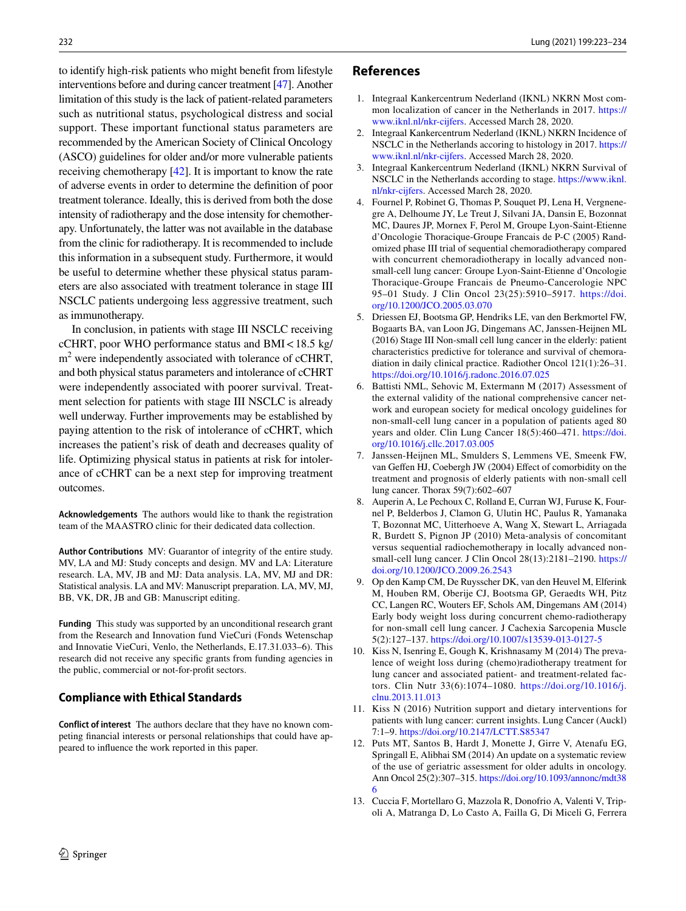to identify high-risk patients who might benefit from lifestyle interventions before and during cancer treatment [47]. Another limitation of this study is the lack of patient-related parameters such as nutritional status, psychological distress and social support. These important functional status parameters are recommended by the American Society of Clinical Oncology (ASCO) guidelines for older and/or more vulnerable patients receiving chemotherapy [42]. It is important to know the rate of adverse events in order to determine the definition of poor treatment tolerance. Ideally, this is derived from both the dose intensity of radiotherapy and the dose intensity for chemotherapy. Unfortunately, the latter was not available in the database from the clinic for radiotherapy. It is recommended to include this information in a subsequent study. Furthermore, it would be useful to determine whether these physical status parameters are also associated with treatment tolerance in stage III NSCLC patients undergoing less aggressive treatment, such as immunotherapy.

In conclusion, in patients with stage III NSCLC receiving cCHRT, poor WHO performance status and BMI < 18.5 kg/$m^2$ were independently associated with tolerance of cCHRT, and both physical status parameters and intolerance of cCHRT were independently associated with poorer survival. Treatment selection for patients with stage III NSCLC is already well underway. Further improvements may be established by paying attention to the risk of intolerance of cCHRT, which increases the patient's risk of death and decreases quality of life. Optimizing physical status in patients at risk for intolerance of cCHRT can be a next step for improving treatment outcomes.

**Acknowledgements** The authors would like to thank the registration team of the MAASTRO clinic for their dedicated data collection.

**Author Contributions** MV: Guarantor of integrity of the entire study. MV, LA and MJ: Study concepts and design. MV and LA: Literature research. LA, MV, JB and MJ: Data analysis. LA, MV, MJ and DR: Statistical analysis. LA and MV: Manuscript preparation. LA, MV, MJ, BB, VK, DR, JB and GB: Manuscript editing.

**Funding** This study was supported by an unconditional research grant from the Research and Innovation fund VieCuri (Fonds Wetenschap and Innovatie VieCuri, Venlo, the Netherlands, E.17.31.033–6). This research did not receive any specific grants from funding agencies in the public, commercial or not-for-profit sectors.

## Compliance with Ethical Standards

**Conflict of interest** The authors declare that they have no known competing financial interests or personal relationships that could have appeared to influence the work reported in this paper.

## References

1. Integraal Kankercentrum Nederland (IKNL) NKRN Most common localization of cancer in the Netherlands in 2017. https://www.iknl.nl/nkr-cijfers. Accessed March 28, 2020.
2. Integraal Kankercentrum Nederland (IKNL) NKRN Incidence of NSCLC in the Netherlands accoring to histology in 2017. https://www.iknl.nl/nkr-cijfers. Accessed March 28, 2020.
3. Integraal Kankercentrum Nederland (IKNL) NKRN Survival of NSCLC in the Netherlands according to stage. https://www.iknl.nl/nkr-cijfers. Accessed March 28, 2020.
4. Fournel P, Robinet G, Thomas P, Souquet PJ, Lena H, Vergnenegre A, Delhoume JY, Le Treut J, Silvani JA, Dansin E, Bozonnat MC, Daures JP, Mornex F, Perol M, Groupe Lyon-Saint-Etienne d'Oncologie Thoracique-Groupe Francais de P-C (2005) Randomized phase III trial of sequential chemoradiotherapy compared with concurrent chemoradiotherapy in locally advanced non-small-cell lung cancer: Groupe Lyon-Saint-Etienne d'Oncologie Thoracique-Groupe Francais de Pneumo-Cancerologie NPC 95–01 Study. J Clin Oncol 23(25):5910–5917. https://doi.org/10.1200/JCO.2005.03.070
5. Driessen EJ, Bootsma GP, Hendriks LE, van den Berkmortel FW, Bogaarts BA, van Loon JG, Dingemans AC, Janssen-Heijnen ML (2016) Stage III Non-small cell lung cancer in the elderly: patient characteristics predictive for tolerance and survival of chemoradiation in daily clinical practice. Radiother Oncol 121(1):26–31. https://doi.org/10.1016/j.radonc.2016.07.025
6. Battisti NML, Sehovic M, Extermann M (2017) Assessment of the external validity of the national comprehensive cancer network and european society for medical oncology guidelines for non-small-cell lung cancer in a population of patients aged 80 years and older. Clin Lung Cancer 18(5):460–471. https://doi.org/10.1016/j.cllc.2017.03.005
7. Janssen-Heijnen ML, Smulders S, Lemmens VE, Smeenk FW, van Geffen HJ, Coebergh JW (2004) Effect of comorbidity on the treatment and prognosis of elderly patients with non-small cell lung cancer. Thorax 59(7):602–607
8. Auperin A, Le Pechoux C, Rolland E, Curran WJ, Furuse K, Fournel P, Belderbos J, Clamon G, Ulutin HC, Paulus R, Yamanaka T, Bozonnat MC, Uitterhoeve A, Wang X, Stewart L, Arriagada R, Burdett S, Pignon JP (2010) Meta-analysis of concomitant versus sequential radiochemotherapy in locally advanced non-small-cell lung cancer. J Clin Oncol 28(13):2181–2190. https://doi.org/10.1200/JCO.2009.26.2543
9. Op den Kamp CM, De Ruysscher DK, van den Heuvel M, Elferink M, Houben RM, Oberije CJ, Bootsma GP, Geraedts WH, Pitz CC, Langen RC, Wouters EF, Schols AM, Dingemans AM (2014) Early body weight loss during concurrent chemo-radiotherapy for non-small cell lung cancer. J Cachexia Sarcopenia Muscle 5(2):127–137. https://doi.org/10.1007/s13539-013-0127-5
10. Kiss N, Isenring E, Gough K, Krishnasamy M (2014) The prevalence of weight loss during (chemo)radiotherapy treatment for lung cancer and associated patient- and treatment-related factors. Clin Nutr 33(6):1074–1080. https://doi.org/10.1016/j.clnu.2013.11.013
11. Kiss N (2016) Nutrition support and dietary interventions for patients with lung cancer: current insights. Lung Cancer (Auckl) 7:1–9. https://doi.org/10.2147/LCTT.S85347
12. Puts MT, Santos B, Hardt J, Monette J, Girre V, Atenafu EG, Springall E, Alibhai SM (2014) An update on a systematic review of the use of geriatric assessment for older adults in oncology. Ann Oncol 25(2):307–315. https://doi.org/10.1093/annonc/mdt386
13. Cuccia F, Mortellaro G, Mazzola R, Donofrio A, Valenti V, Tripoli A, Matranga D, Lo Casto A, Failla G, Di Miceli G, Ferrera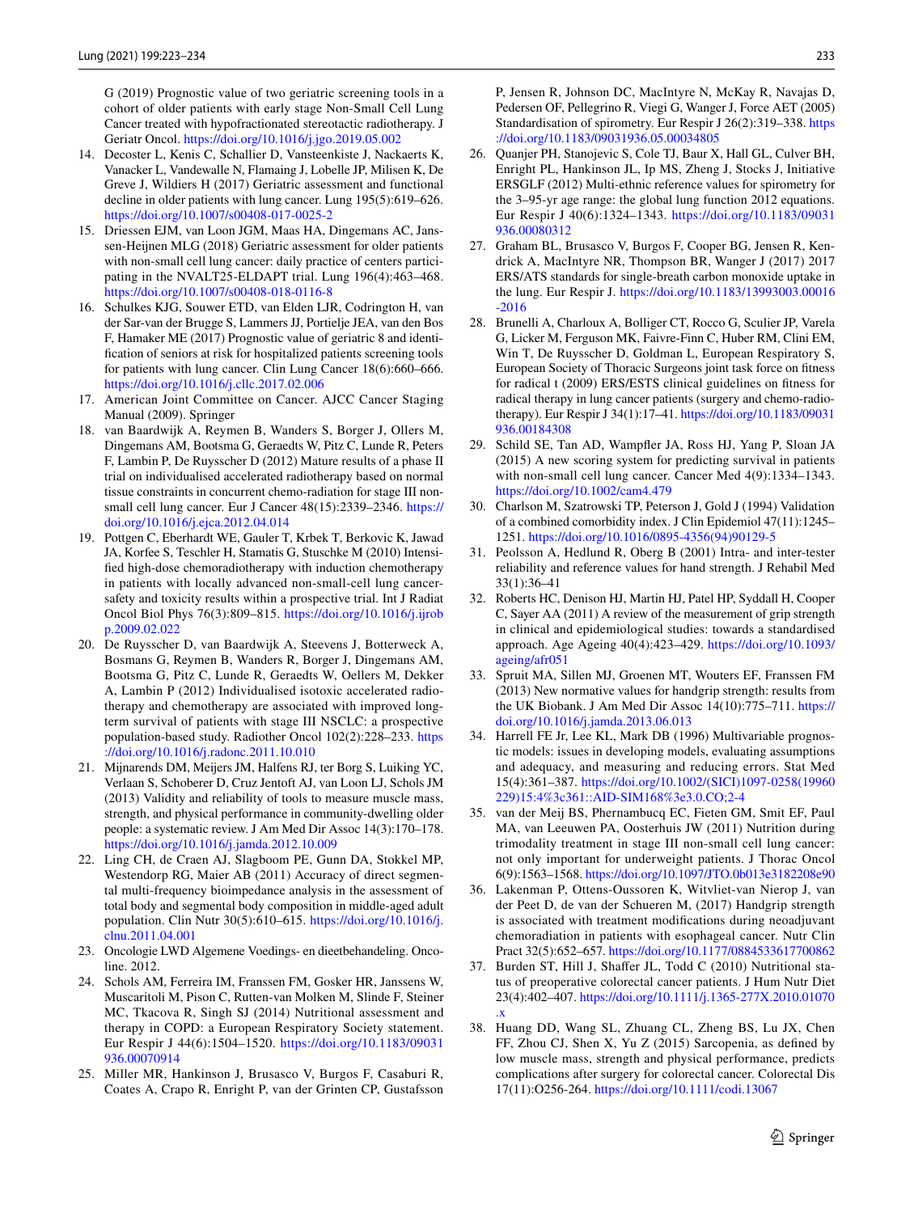G (2019) Prognostic value of two geriatric screening tools in a cohort of older patients with early stage Non-Small Cell Lung Cancer treated with hypofractionated stereotactic radiotherapy. J Geriatr Oncol. https://doi.org/10.1016/j.jgo.2019.05.002

14. Decoster L, Kenis C, Schallier D, Vansteenkiste J, Nackaerts K, Vanacker L, Vandewalle N, Flamaing J, Lobelle JP, Milisen K, De Greve J, Wildiers H (2017) Geriatric assessment and functional decline in older patients with lung cancer. Lung 195(5):619–626. https://doi.org/10.1007/s00408-017-0025-2
15. Driessen EJM, van Loon JGM, Maas HA, Dingemans AC, Janssen-Heijnen MLG (2018) Geriatric assessment for older patients with non-small cell lung cancer: daily practice of centers participating in the NVALT25-ELDAPT trial. Lung 196(4):463–468. https://doi.org/10.1007/s00408-018-0116-8
16. Schulkes KJG, Souwer ETD, van Elden LJR, Codrington H, van der Sar-van der Brugge S, Lammers JJ, Portielje JEA, van den Bos F, Hamaker ME (2017) Prognostic value of geriatric 8 and identification of seniors at risk for hospitalized patients screening tools for patients with lung Cancer 18(6):660–666. https://doi.org/10.1016/j.cllc.2017.02.006
17. American Joint Committee on Cancer. AJCC Cancer Staging Manual (2009). Springer
18. van Baardwijk A, Reymen B, Wanders S, Borger J, Ollers M, Dingemans AM, Bootsma G, Geraedts W, Pitz C, Lunde R, Peters F, Lambin P, De Ruysscher D (2012) Mature results of a phase II trial on individualised accelerated radiotherapy based on normal tissue constraints in concurrent chemo-radiation for stage III non-small cell lung cancer. Eur J Cancer 48(15):2339–2346. https://doi.org/10.1016/j.ejca.2012.04.014
19. Pottgen C, Eberhardt WE, Gauler T, Krbek T, Berkovic K, Jawad JA, Korfee S, Teschler H, Stamatis G, Stuschke M (2010) Intensified high-dose chemoradiotherapy with induction chemotherapy in patients with locally advanced non-small-cell lung cancer-safety and toxicity results within a prospective trial. Int J Radiat Oncol Biol Phys 76(3):809–815. https://doi.org/10.1016/j.ijrobp.2009.02.022
20. De Ruysscher D, van Baardwijk A, Steevens J, Botterweck A, Bosmans G, Reymen B, Wanders R, Borger J, Dingemans AM, Bootsma G, Pitz C, Lunde R, Geraedts W, Oellers M, Dekker A, Lambin P (2012) Individualised isotoxic accelerated radiotherapy and chemotherapy are associated with improved long-term survival of patients with stage III NSCLC: a prospective population-based study. Radiother Oncol 102(2):228–233. https://doi.org/10.1016/j.radonc.2011.10.010
21. Mijnarends DM, Meijers JM, Halfens RJ, ter Borg S, Luiking YC, Verlaan S, Schoberer D, Cruz Jentoft AJ, van Loon LJ, Schols JM (2013) Validity and reliability of tools to measure muscle mass, strength, and physical performance in community-dwelling older people: a systematic review. J Am Med Dir Assoc 14(3):170–178. https://doi.org/10.1016/j.jamda.2012.10.009
22. Ling CH, de Craen AJ, Slagboom PE, Gunn DA, Stokkel MP, Westendorp RG, Maier AB (2011) Accuracy of direct segmental multi-frequency bioimpedance analysis in the assessment of total body and segmental body composition in middle-aged adult population. Clin Nutr 30(5):610–615. https://doi.org/10.1016/j.clnu.2011.04.001
23. Oncologie LWD Algemene Voedings- en dieetbehandeling. Oncoline. 2012.
24. Schols AM, Ferreira IM, Franssen FM, Gosker HR, Janssens W, Muscaritoli M, Pison C, Rutten-van Molken M, Slinde F, Steiner MC, Tkacova R, Singh SJ (2014) Nutritional assessment and therapy in COPD: a European Respiratory Society statement. Eur Respir J 44(6):1504–1520. https://doi.org/10.1183/09031936.00070914
25. Miller MR, Hankinson J, Brusasco V, Burgos F, Casaburi R, Coates A, Crapo R, Enright P, van der Grinten CP, Gustafsson P, Jensen R, Johnson DC, MacIntyre N, McKay R, Navajas D, Pedersen OF, Pellegrino R, Viegi G, Wanger J, Force AET (2005) Standardisation of spirometry. Eur Respir J 26(2):319–338. https://doi.org/10.1183/09031936.05.00034805
26. Quanjer PH, Stanojevic S, Cole TJ, Baur X, Hall GL, Culver BH, Enright PL, Hankinson JL, Ip MS, Zheng J, Stocks J, Initiative ERSGLF (2012) Multi-ethnic reference values for spirometry for the 3–95-yr age range: the global lung function 2012 equations. Eur Respir J 40(6):1324–1343. https://doi.org/10.1183/09031936.00080312
27. Graham BL, Brusasco V, Burgos F, Cooper BG, Jensen R, Kendrick A, MacIntyre NR, Thompson BR, Wanger J (2017) 2017 ERS/ATS standards for single-breath carbon monoxide uptake in the lung. Eur Respir J. https://doi.org/10.1183/13993003.00016-2016
28. Brunelli A, Charloux A, Bolliger CT, Rocco G, Sculier JP, Varela G, Licker M, Ferguson MK, Faivre-Finn C, Huber RM, Clini EM, Win T, De Ruysscher D, Goldman L, European Respiratory S, European Society of Thoracic Surgeons joint task force on fitness for radical t (2009) ERS/ESTS clinical guidelines on fitness for radical therapy in lung cancer patients (surgery and chemo-radiotherapy). Eur Respir J 34(1):17–41. https://doi.org/10.1183/09031936.00184308
29. Schild SE, Tan AD, Wampfler JA, Ross HJ, Yang P, Sloan JA (2015) A new scoring system for predicting survival in patients with non-small cell lung cancer. Cancer Med 4(9):1334–1343. https://doi.org/10.1002/cam4.479
30. Charlson M, Szatrowski TP, Peterson J, Gold J (1994) Validation of a combined comorbidity index. J Clin Epidemiol 47(11):1245–1251. https://doi.org/10.1016/0895-4356(94)90129-5
31. Peolsson A, Hedlund R, Oberg B (2001) Intra- and inter-tester reliability and reference values for hand strength. J Rehabil Med 33(1):36–41
32. Roberts HC, Denison HJ, Martin HJ, Patel HP, Syddall H, Cooper C, Sayer AA (2011) A review of the measurement of grip strength in clinical and epidemiological studies: towards a standardised approach. Age Ageing 40(4):423–429. https://doi.org/10.1093/ageing/afr051
33. Spruit MA, Sillen MJ, Groenen MT, Wouters EF, Franssen FM (2013) New normative values for handgrip strength: results from the UK Biobank. J Am Med Dir Assoc 14(10):775–711. https://doi.org/10.1016/j.jamda.2013.06.013
34. Harrell FE Jr, Lee KL, Mark DB (1996) Multivariable prognostic models: issues in developing models, evaluating assumptions and adequacy, and measuring and reducing errors. Stat Med 15(4):361–387. https://doi.org/10.1002/(SICI)1097-0258(19960229)15:4%3c361::AID-SIM168%3e3.0.CO;2-4
35. van der Meij BS, Phernambucq EC, Fieten GM, Smit EF, Paul MA, van Leeuwen PA, Oosterhuis JW (2011) Nutrition during trimodality treatment in stage III non-small cell lung cancer: not only important for underweight patients. J Thorac Oncol 6(9):1563–1568. https://doi.org/10.1097/JTO.0b013e3182208e90
36. Lakenman P, Ottens-Oussoren K, Witvliet-van Nierop J, van der Peet D, de van der Schueren M, (2017) Handgrip strength is associated with treatment modifications during neoadjuvant chemoradiation in patients with esophageal cancer. Nutr Clin Pract 32(5):652–657. https://doi.org/10.1177/0884533617700862
37. Burden ST, Hill J, Shaffer JL, Todd C (2010) Nutritional status of preoperative colorectal cancer patients. J Hum Nutr Diet 23(4):402–407. https://doi.org/10.1111/j.1365-277X.2010.01070.x
38. Huang DD, Wang SL, Zhuang CL, Zheng BS, Lu JX, Chen FF, Zhou CJ, Shen X, Yu Z (2015) Sarcopenia, as defined by low muscle mass, strength and physical performance, predicts complications after surgery for colorectal cancer. Colorectal Dis 17(11):O256-264. https://doi.org/10.1111/codi.13067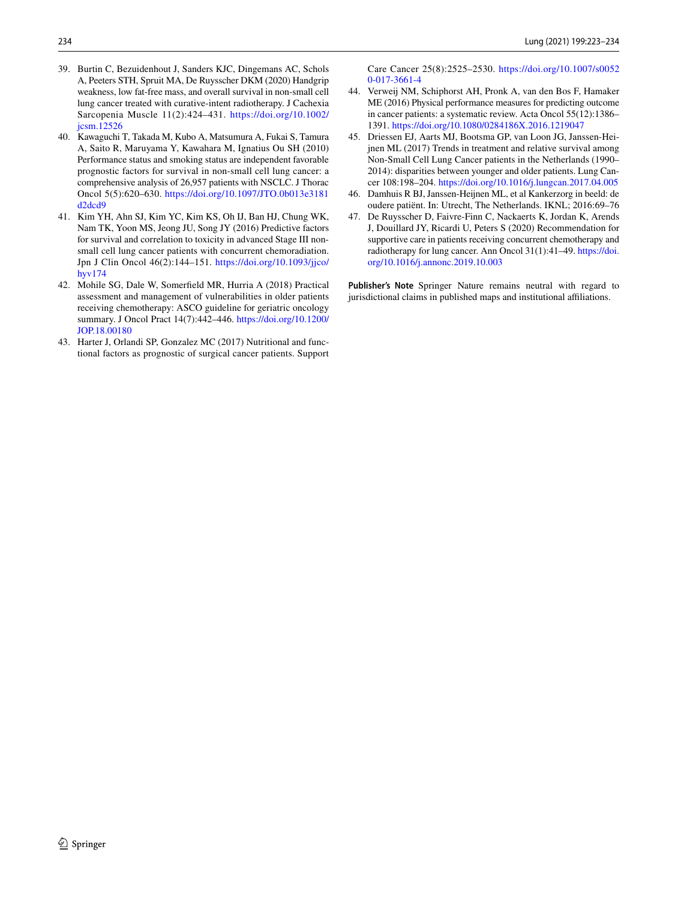39. Burtin C, Bezuidenhout J, Sanders KJC, Dingemans AC, Schols A, Peeters STH, Spruit MA, De Ruysscher DKM (2020) Handgrip weakness, low fat-free mass, and overall survival in non-small cell lung cancer treated with curative-intent radiotherapy. J Cachexia Sarcopenia Muscle 11(2):424–431. https://doi.org/10.1002/jcsm.12526
40. Kawaguchi T, Takada M, Kubo A, Matsumura A, Fukai S, Tamura A, Saito R, Maruyama Y, Kawahara M, Ignatius Ou SH (2010) Performance status and smoking status are independent favorable prognostic factors for survival in non-small cell lung cancer: a comprehensive analysis of 26,957 patients with NSCLC. J Thorac Oncol 5(5):620–630. https://doi.org/10.1097/JTO.0b013e3181d2dcd9
41. Kim YH, Ahn SJ, Kim YC, Kim KS, Oh IJ, Ban HJ, Chung WK, Nam TK, Yoon MS, Jeong JU, Song JY (2016) Predictive factors for survival and correlation to toxicity in advanced Stage III non-small cell lung cancer patients with concurrent chemoradiation. Jpn J Clin Oncol 46(2):144–151. https://doi.org/10.1093/jjco/hyv174
42. Mohile SG, Dale W, Somerfield MR, Hurria A (2018) Practical assessment and management of vulnerabilities in older patients receiving chemotherapy: ASCO guideline for geriatric oncology summary. J Oncol Pract 14(7):442–446. https://doi.org/10.1200/JOP.18.00180
43. Harter J, Orlandi SP, Gonzalez MC (2017) Nutritional and functional factors as prognostic of surgical cancer patients. Support Care Cancer 25(8):2525–2530. https://doi.org/10.1007/s00520-017-3661-4
44. Verweij NM, Schiphorst AH, Pronk A, van den Bos F, Hamaker ME (2016) Physical performance measures for predicting outcome in cancer patients: a systematic review. Acta Oncol 55(12):1386–1391. https://doi.org/10.1080/0284186X.2016.1219047
45. Driessen EJ, Aarts MJ, Bootsma GP, van Loon JG, Janssen-Heijnen ML (2017) Trends in treatment and relative survival among Non-Small Cell Lung Cancer patients in the Netherlands (1990–2014): disparities between younger and older patients. Lung Cancer 108:198–204. https://doi.org/10.1016/j.lungcan.2017.04.005
46. Damhuis R BJ, Janssen-Heijnen ML, et al Kankerzorg in beeld: de oudere patiënt. In: Utrecht, The Netherlands. IKNL; 2016:69–76
47. De Ruysscher D, Faivre-Finn C, Nackaerts K, Jordan K, Arends J, Douillard JY, Ricardi U, Peters S (2020) Recommendation for supportive care in patients receiving concurrent chemotherapy and radiotherapy for lung cancer. Ann Oncol 31(1):41–49. https://doi.org/10.1016/j.annonc.2019.10.003

**Publisher's Note** Springer Nature remains neutral with regard to jurisdictional claims in published maps and institutional affiliations.